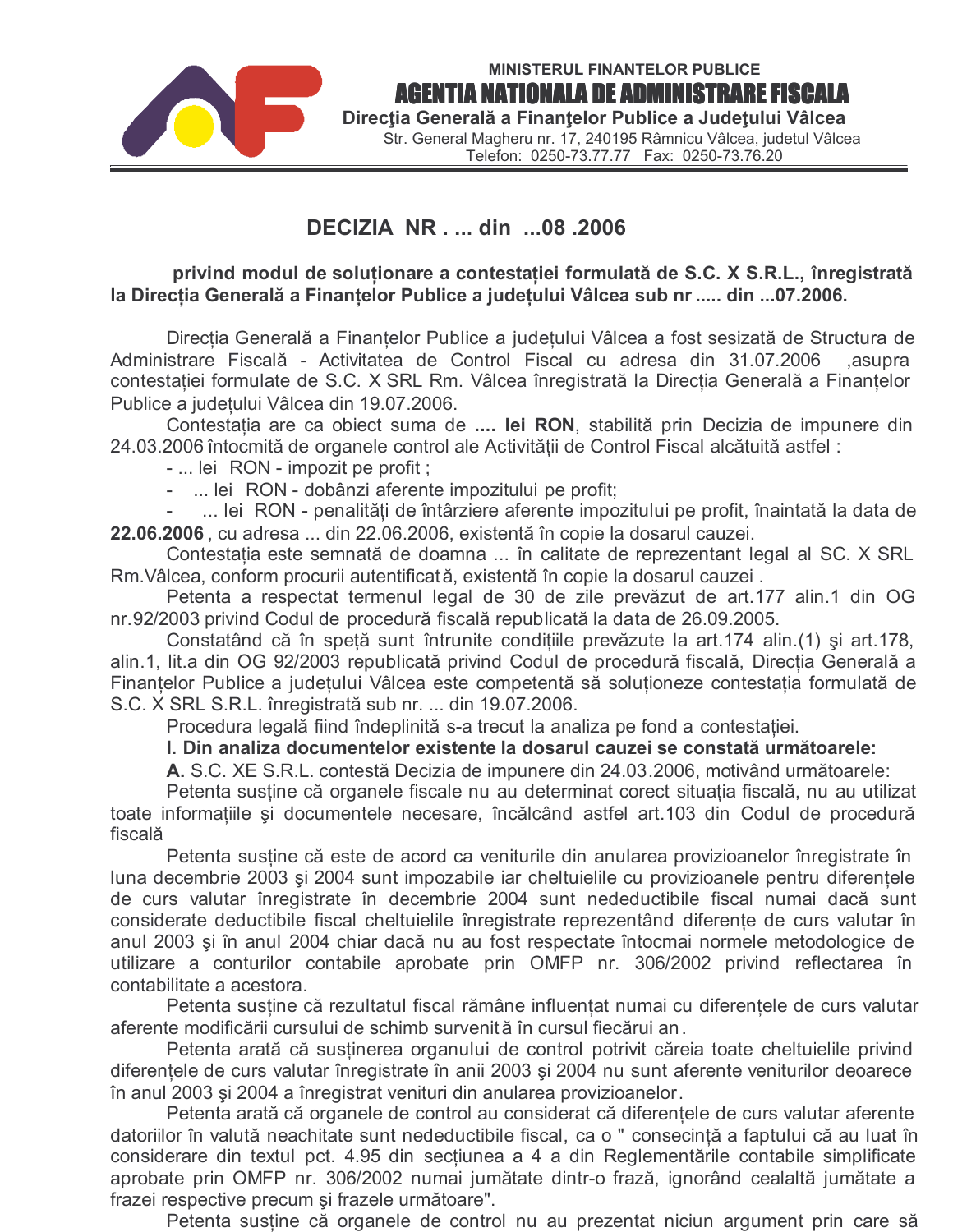MINISTERUL FINANTELOR PUBLICE
**AGENTIA NATIONALA DE ADMINISTRARE FISCALA**
**Direcţia Generală a Finanţelor Publice a Judeţului Vâlcea**
Str. General Magheru nr. 17, 240195 Râmnicu Vâlcea, judetul Vâlcea
Telefon: 0250-73.77.77 Fax: 0250-73.76.20

## DECIZIA NR . ... din ...08 .2006

**privind modul de soluționare a contestației formulată de S.C. X S.R.L., înregistrată la Direcția Generală a Finanțelor Publice a județului Vâlcea sub nr ..... din ...07.2006.**

Direcția Generală a Finanțelor Publice a județului Vâlcea a fost sesizată de Structura de Administrare Fiscală - Activitatea de Control Fiscal cu adresa din 31.07.2006 ,asupra contestației formulate de S.C. X SRL Rm. Vâlcea înregistrată la Direcția Generală a Finanțelor Publice a județului Vâlcea din 19.07.2006.

Contestația are ca obiect suma de **.... lei RON**, stabilită prin Decizia de impunere din 24.03.2006 întocmită de organele control ale Activității de Control Fiscal alcătuită astfel :

- ... lei RON - impozit pe profit ;
- ... lei RON - dobânzi aferente impozitului pe profit;
- ... lei RON - penalități de întârziere aferente impozitului pe profit, înaintată la data de **22.06.2006** , cu adresa ... din 22.06.2006, existentă în copie la dosarul cauzei.

Contestația este semnată de doamna ... în calitate de reprezentant legal al SC. X SRL Rm.Vâlcea, conform procurii autentificată, existentă în copie la dosarul cauzei .

Petenta a respectat termenul legal de 30 de zile prevăzut de art.177 alin.1 din OG nr.92/2003 privind Codul de procedură fiscală republicată la data de 26.09.2005.

Constatând că în speță sunt întrunite condițiile prevăzute la art.174 alin.(1) şi art.178, alin.1, lit.a din OG 92/2003 republicată privind Codul de procedură fiscală, Direcția Generală a Finanțelor Publice a județului Vâlcea este competentă să soluționeze contestația formulată de S.C. X SRL S.R.L. înregistrată sub nr. ... din 19.07.2006.

Procedura legală fiind îndeplinită s-a trecut la analiza pe fond a contestației.

**I. Din analiza documentelor existente la dosarul cauzei se constată următoarele:**

**A.** S.C. XE S.R.L. contestă Decizia de impunere din 24.03.2006, motivând următoarele:

Petenta susține că organele fiscale nu au determinat corect situația fiscală, nu au utilizat toate informațiile şi documentele necesare, încălcând astfel art.103 din Codul de procedură fiscală

Petenta susține că este de acord ca veniturile din anularea provizioanelor înregistrate în luna decembrie 2003 şi 2004 sunt impozabile iar cheltuielile cu provizioanele pentru diferențele de curs valutar înregistrate în decembrie 2004 sunt nedeductibile fiscal numai dacă sunt considerate deductibile fiscal cheltuielile înregistrate reprezentând diferențe de curs valutar în anul 2003 şi în anul 2004 chiar dacă nu au fost respectate întocmai normele metodologice de utilizare a conturilor contabile aprobate prin OMFP nr. 306/2002 privind reflectarea în contabilitate a acestora.

Petenta susține că rezultatul fiscal rămâne influențat numai cu diferențele de curs valutar aferente modificării cursului de schimb survenită în cursul fiecărui an.

Petenta arată că susținerea organului de control potrivit căreia toate cheltuielile privind diferențele de curs valutar înregistrate în anii 2003 şi 2004 nu sunt aferente veniturilor deoarece în anul 2003 şi 2004 a înregistrat venituri din anularea provizioanelor.

Petenta arată că organele de control au considerat că diferențele de curs valutar aferente datoriilor în valută neachitate sunt nedeductibile fiscal, ca o " consecință a faptului că au luat în considerare din textul pct. 4.95 din secțiunea a 4 a din Reglementările contabile simplificate aprobate prin OMFP nr. 306/2002 numai jumătate dintr-o frază, ignorând cealaltă jumătate a frazei respective precum şi frazele următoare".

Petenta susține că organele de control nu au prezentat niciun argument prin care să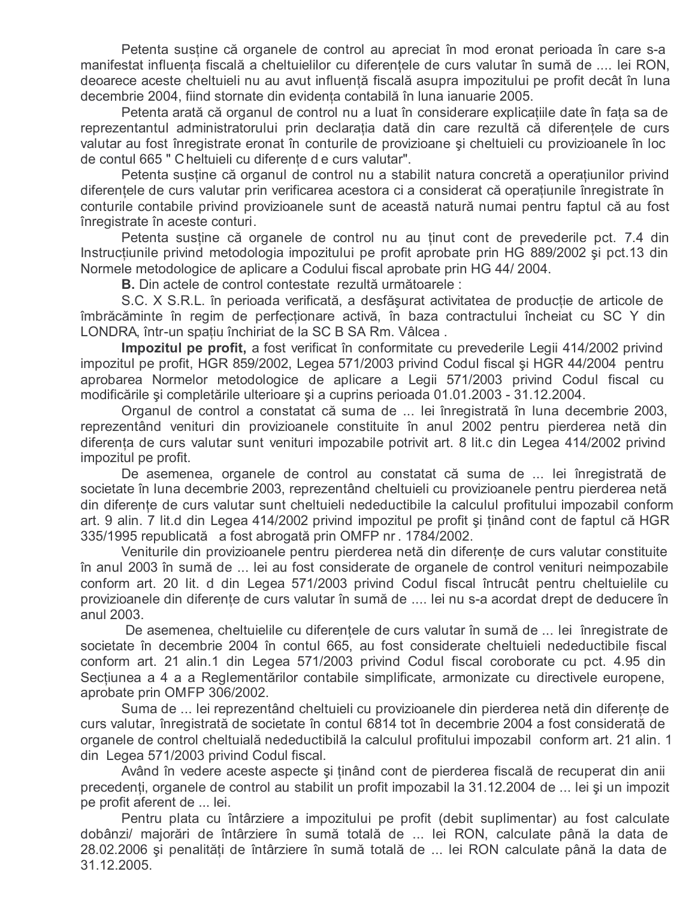Petenta susține că organele de control au apreciat în mod eronat perioada în care s-a manifestat influența fiscală a cheltuielilor cu diferențele de curs valutar în sumă de .... lei RON, deoarece aceste cheltuieli nu au avut influență fiscală asupra impozitului pe profit decât în luna decembrie 2004, fiind stornate din evidența contabilă în luna ianuarie 2005.

Petenta arată că organul de control nu a luat în considerare explicațiile date în fața sa de reprezentantul administratorului prin declarația dată din care rezultă că diferențele de curs valutar au fost înregistrate eronat în conturile de provizioane şi cheltuieli cu provizioanele în loc de contul 665 " Cheltuieli cu diferențe de curs valutar".

Petenta susține că organul de control nu a stabilit natura concretă a operațiunilor privind diferențele de curs valutar prin verificarea acestora ci a considerat că operațiunile înregistrate în conturile contabile privind provizioanele sunt de această natură numai pentru faptul că au fost înregistrate în aceste conturi.

Petenta susține că organele de control nu au ținut cont de prevederile pct. 7.4 din Instrucțiunile privind metodologia impozitului pe profit aprobate prin HG 889/2002 şi pct.13 din Normele metodologice de aplicare a Codului fiscal aprobate prin HG 44/ 2004.

**B.** Din actele de control contestate rezultă următoarele :

S.C. X S.R.L. în perioada verificată, a desfăşurat activitatea de producție de articole de îmbrăcăminte în regim de perfecționare activă, în baza contractului încheiat cu SC Y din LONDRA, într-un spațiu închiriat de la SC B SA Rm. Vâlcea .

**Impozitul pe profit,** a fost verificat în conformitate cu prevederile Legii 414/2002 privind impozitul pe profit, HGR 859/2002, Legea 571/2003 privind Codul fiscal şi HGR 44/2004 pentru aprobarea Normelor metodologice de aplicare a Legii 571/2003 privind Codul fiscal cu modificările şi completările ulterioare şi a cuprins perioada 01.01.2003 - 31.12.2004.

Organul de control a constatat că suma de ... lei înregistrată în luna decembrie 2003, reprezentând venituri din provizioanele constituite în anul 2002 pentru pierderea netă din diferența de curs valutar sunt venituri impozabile potrivit art. 8 lit.c din Legea 414/2002 privind impozitul pe profit.

De asemenea, organele de control au constatat că suma de ... lei înregistrată de societate în luna decembrie 2003, reprezentând cheltuieli cu provizioanele pentru pierderea netă din diferențe de curs valutar sunt cheltuieli nedeductibile la calculul profitului impozabil conform art. 9 alin. 7 lit.d din Legea 414/2002 privind impozitul pe profit şi ținând cont de faptul că HGR 335/1995 republicată a fost abrogată prin OMFP nr . 1784/2002.

Veniturile din provizioanele pentru pierderea netă din diferențe de curs valutar constituite în anul 2003 în sumă de ... lei au fost considerate de organele de control venituri neimpozabile conform art. 20 lit. d din Legea 571/2003 privind Codul fiscal întrucât pentru cheltuielile cu provizioanele din diferențe de curs valutar în sumă de .... lei nu s-a acordat drept de deducere în anul 2003.

De asemenea, cheltuielile cu diferențele de curs valutar în sumă de ... lei înregistrate de societate în decembrie 2004 în contul 665, au fost considerate cheltuieli nedeductibile fiscal conform art. 21 alin.1 din Legea 571/2003 privind Codul fiscal coroborate cu pct. 4.95 din Secțiunea a 4 a a Reglementărilor contabile simplificate, armonizate cu directivele europene, aprobate prin OMFP 306/2002.

Suma de ... lei reprezentând cheltuieli cu provizioanele din pierderea netă din diferențe de curs valutar, înregistrată de societate în contul 6814 tot în decembrie 2004 a fost considerată de organele de control cheltuială nedeductibilă la calculul profitului impozabil conform art. 21 alin. 1 din Legea 571/2003 privind Codul fiscal.

Având în vedere aceste aspecte şi ținând cont de pierderea fiscală de recuperat din anii precedenți, organele de control au stabilit un profit impozabil la 31.12.2004 de ... lei şi un impozit pe profit aferent de ... lei.

Pentru plata cu întârziere a impozitului pe profit (debit suplimentar) au fost calculate dobânzi/ majorări de întârziere în sumă totală de ... lei RON, calculate până la data de 28.02.2006 şi penalități de întârziere în sumă totală de ... lei RON calculate până la data de 31.12.2005.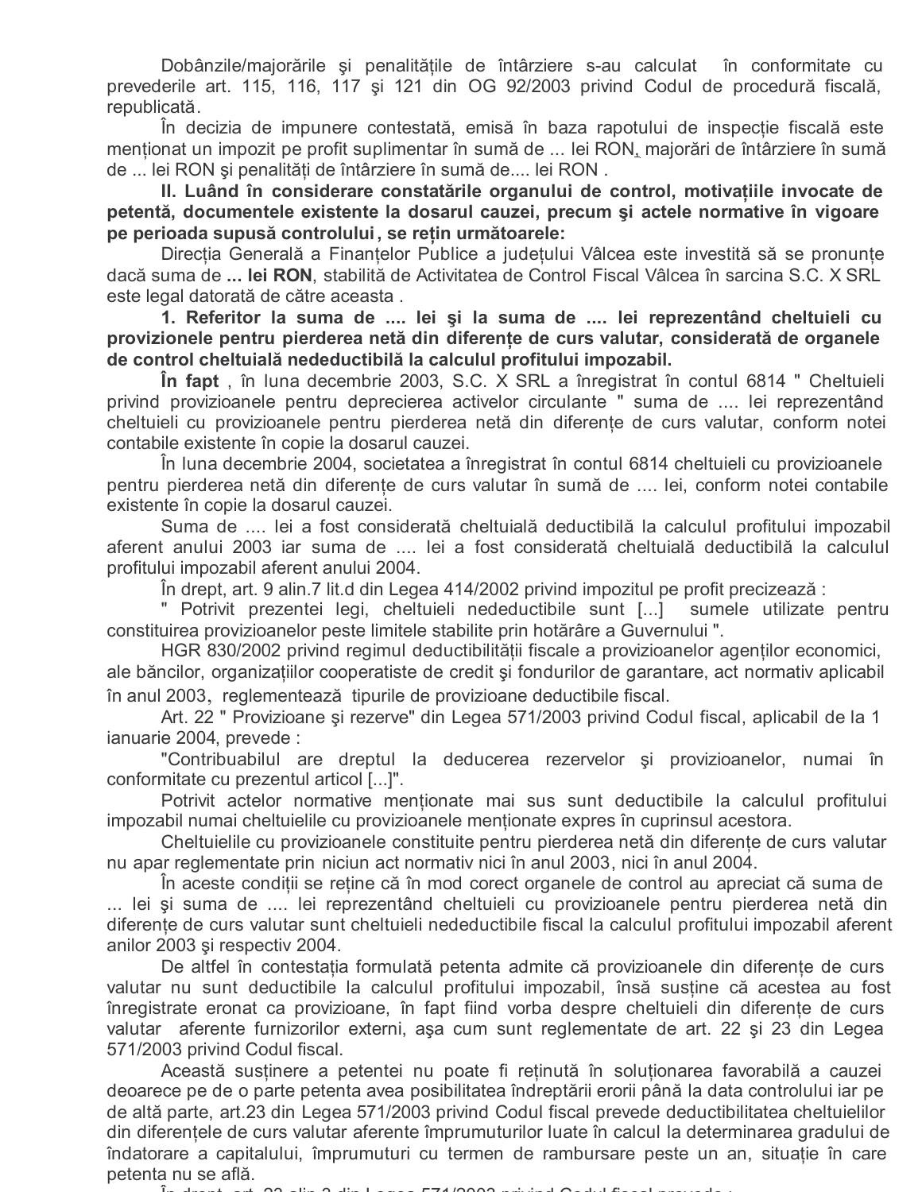Dobânzile/majorările şi penalităţile de întârziere s-au calculat în conformitate cu prevederile art. 115, 116, 117 şi 121 din OG 92/2003 privind Codul de procedură fiscală, republicată.

În decizia de impunere contestată, emisă în baza rapotului de inspecţie fiscală este menţionat un impozit pe profit suplimentar în sumă de ... lei RON, majorări de întârziere în sumă de ... lei RON şi penalităţi de întârziere în sumă de.... lei RON .

**II. Luând în considerare constatările organului de control, motivaţiile invocate de petentă, documentele existente la dosarul cauzei, precum şi actele normative în vigoare pe perioada supusă controlului, se reţin următoarele:**

Direcţia Generală a Finanţelor Publice a judeţului Vâlcea este investită să se pronunţe dacă suma de **... lei RON**, stabilită de Activitatea de Control Fiscal Vâlcea în sarcina S.C. X SRL este legal datorată de către aceasta .

**1. Referitor la suma de .... lei şi la suma de .... lei reprezentând cheltuieli cu provizionele pentru pierderea netă din diferenţe de curs valutar, considerată de organele de control cheltuială nedeductibilă la calculul profitului impozabil.**

**În fapt** , în luna decembrie 2003, S.C. X SRL a înregistrat în contul 6814 " Cheltuieli privind provizioanele pentru deprecierea activelor circulante " suma de .... lei reprezentând cheltuieli cu provizioanele pentru pierderea netă din diferenţe de curs valutar, conform notei contabile existente în copie la dosarul cauzei.

În luna decembrie 2004, societatea a înregistrat în contul 6814 cheltuieli cu provizioanele pentru pierderea netă din diferenţe de curs valutar în sumă de .... lei, conform notei contabile existente în copie la dosarul cauzei.

Suma de .... lei a fost considerată cheltuială deductibilă la calculul profitului impozabil aferent anului 2003 iar suma de .... lei a fost considerată cheltuială deductibilă la calculul profitului impozabil aferent anului 2004.

În drept, art. 9 alin.7 lit.d din Legea 414/2002 privind impozitul pe profit precizează :

" Potrivit prezentei legi, cheltuieli nedeductibile sunt [...] sumele utilizate pentru constituirea provizioanelor peste limitele stabilite prin hotărâre a Guvernului ".

HGR 830/2002 privind regimul deductibilităţii fiscale a provizioanelor agenţilor economici, ale băncilor, organizaţiilor cooperatiste de credit şi fondurilor de garantare, act normativ aplicabil în anul 2003, reglementează tipurile de provizioane deductibile fiscal.

Art. 22 " Provizioane şi rezerve" din Legea 571/2003 privind Codul fiscal, aplicabil de la 1 ianuarie 2004, prevede :

"Contribuabilul are dreptul la deducerea rezervelor şi provizioanelor, numai în conformitate cu prezentul articol [...]".

Potrivit actelor normative menţionate mai sus sunt deductibile la calculul profitului impozabil numai cheltuielile cu provizioanele menţionate expres în cuprinsul acestora.

Cheltuielile cu provizioanele constituite pentru pierderea netă din diferenţe de curs valutar nu apar reglementate prin niciun act normativ nici în anul 2003, nici în anul 2004.

În aceste condiţii se reţine că în mod corect organele de control au apreciat că suma de ... lei şi suma de .... lei reprezentând cheltuieli cu provizioanele pentru pierderea netă din diferenţe de curs valutar sunt cheltuieli nedeductibile fiscal la calculul profitului impozabil aferent anilor 2003 şi respectiv 2004.

De altfel în contestaţia formulată petenta admite că provizioanele din diferenţe de curs valutar nu sunt deductibile la calculul profitului impozabil, însă susţine că acestea au fost înregistrate eronat ca provizioane, în fapt fiind vorba despre cheltuieli din diferenţe de curs valutar aferente furnizorilor externi, aşa cum sunt reglementate de art. 22 şi 23 din Legea 571/2003 privind Codul fiscal.

Această susţinere a petentei nu poate fi reţinută în soluţionarea favorabilă a cauzei deoarece pe de o parte petenta avea posibilitatea îndreptării erorii până la data controlului iar pe de altă parte, art.23 din Legea 571/2003 privind Codul fiscal prevede deductibilitatea cheltuielilor din diferenţele de curs valutar aferente împrumuturilor luate în calcul la determinarea gradului de îndatorare a capitalului, împrumuturi cu termen de rambursare peste un an, situaţie în care petenta nu se află.

În drept, art. 23 alin.2 din Legea 571/2003 privind Codul fiscal prevede :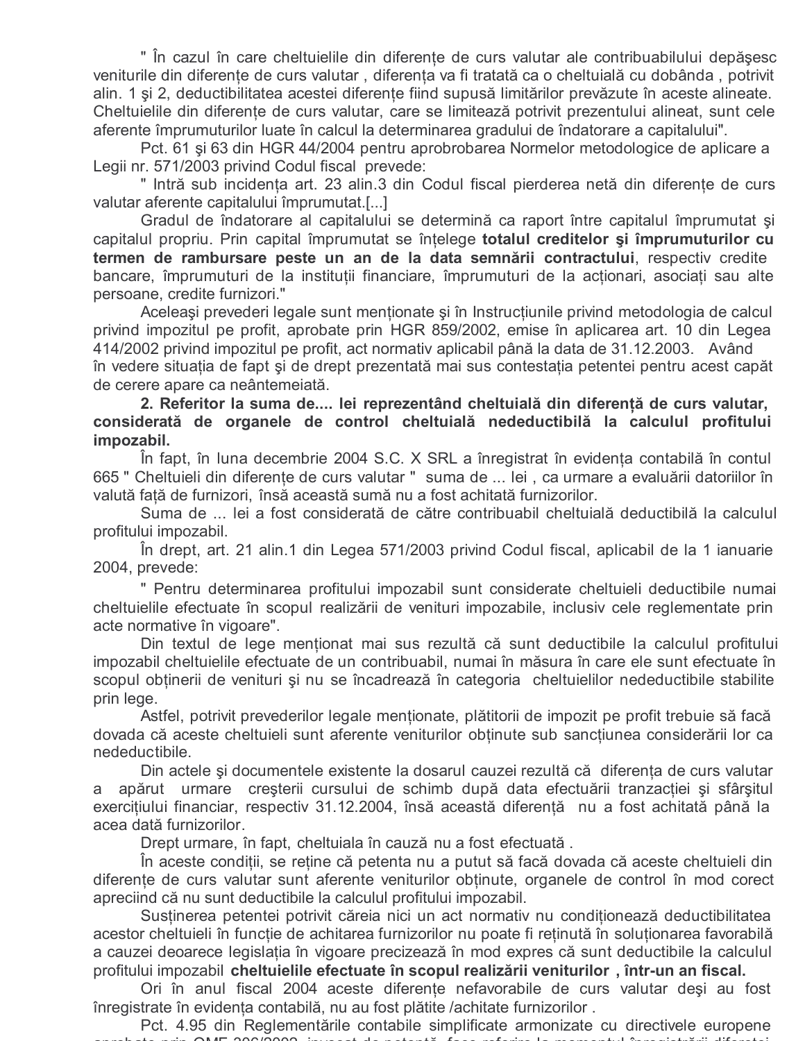" În cazul în care cheltuielile din diferențe de curs valutar ale contribuabilului depășesc veniturile din diferențe de curs valutar , diferența va fi tratată ca o cheltuială cu dobânda , potrivit alin. 1 şi 2, deductibilitatea acestei diferențe fiind supusă limitărilor prevăzute în aceste alineate. Cheltuielile din diferențe de curs valutar, care se limitează potrivit prezentului alineat, sunt cele aferente împrumuturilor luate în calcul la determinarea gradului de îndatorare a capitalului".

Pct. 61 şi 63 din HGR 44/2004 pentru aprobrobarea Normelor metodologice de aplicare a Legii nr. 571/2003 privind Codul fiscal prevede:

" Intră sub incidența art. 23 alin.3 din Codul fiscal pierderea netă din diferențe de curs valutar aferente capitalului împrumutat.[...]

Gradul de îndatorare al capitalului se determină ca raport între capitalul împrumutat şi capitalul propriu. Prin capital împrumutat se înțelege **totalul creditelor şi împrumuturilor cu termen de rambursare peste un an de la data semnării contractului**, respectiv credite bancare, împrumuturi de la instituții financiare, împrumuturi de la acționari, asociați sau alte persoane, credite furnizori."

Aceleaşi prevederi legale sunt menționate şi în Instrucțiunile privind metodologia de calcul privind impozitul pe profit, aprobate prin HGR 859/2002, emise în aplicarea art. 10 din Legea 414/2002 privind impozitul pe profit, act normativ aplicabil până la data de 31.12.2003. Având în vedere situația de fapt şi de drept prezentată mai sus contestația petentei pentru acest capăt de cerere apare ca neântemeiată.

**2. Referitor la suma de.... lei reprezentând cheltuială din diferență de curs valutar, considerată de organele de control cheltuială nedeductibilă la calculul profitului impozabil.**

În fapt, în luna decembrie 2004 S.C. X SRL a înregistrat în evidența contabilă în contul 665 " Cheltuieli din diferențe de curs valutar " suma de ... lei , ca urmare a evaluării datoriilor în valută față de furnizori, însă această sumă nu a fost achitată furnizorilor.

Suma de ... lei a fost considerată de către contribuabil cheltuială deductibilă la calculul profitului impozabil.

În drept, art. 21 alin.1 din Legea 571/2003 privind Codul fiscal, aplicabil de la 1 ianuarie 2004, prevede:

" Pentru determinarea profitului impozabil sunt considerate cheltuieli deductibile numai cheltuielile efectuate în scopul realizării de venituri impozabile, inclusiv cele reglementate prin acte normative în vigoare".

Din textul de lege menționat mai sus rezultă că sunt deductibile la calculul profitului impozabil cheltuielile efectuate de un contribuabil, numai în măsura în care ele sunt efectuate în scopul obținerii de venituri şi nu se încadrează în categoria cheltuielilor nedeductibile stabilite prin lege.

Astfel, potrivit prevederilor legale menționate, plătitorii de impozit pe profit trebuie să facă dovada că aceste cheltuieli sunt aferente veniturilor obținute sub sancțiunea considerării lor ca nedeductibile.

Din actele şi documentele existente la dosarul cauzei rezultă că diferența de curs valutar a apărut urmare creşterii cursului de schimb după data efectuării tranzacției şi sfârşitul exercițiului financiar, respectiv 31.12.2004, însă această diferență nu a fost achitată până la acea dată furnizorilor.

Drept urmare, în fapt, cheltuiala în cauză nu a fost efectuată .

În aceste condiții, se reține că petenta nu a putut să facă dovada că aceste cheltuieli din diferențe de curs valutar sunt aferente veniturilor obținute, organele de control în mod corect apreciind că nu sunt deductibile la calculul profitului impozabil.

Susținerea petentei potrivit căreia nici un act normativ nu condiționează deductibilitatea acestor cheltuieli în funcție de achitarea furnizorilor nu poate fi reținută în soluționarea favorabilă a cauzei deoarece legislația în vigoare precizează în mod expres că sunt deductibile la calculul profitului impozabil **cheltuielile efectuate în scopul realizării veniturilor , într-un an fiscal.**

Ori în anul fiscal 2004 aceste diferențe nefavorabile de curs valutar deşi au fost înregistrate în evidența contabilă, nu au fost plătite /achitate furnizorilor .

Pct. 4.95 din Reglementările contabile simplificate armonizate cu directivele europene aprobate prin OMF 306/2002, invocat de petentă, face referire la momentul înregistrării diferenței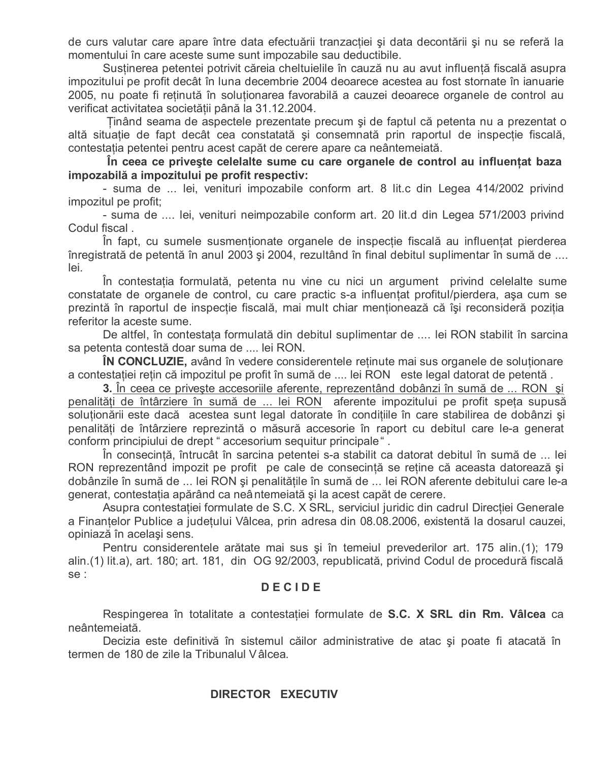de curs valutar care apare între data efectuării tranzacţiei şi data decontării şi nu se referă la momentului în care aceste sume sunt impozabile sau deductibile.

Susţinerea petentei potrivit căreia cheltuielile în cauză nu au avut influenţă fiscală asupra impozitului pe profit decât în luna decembrie 2004 deoarece acestea au fost stornate în ianuarie 2005, nu poate fi reţinută în soluţionarea favorabilă a cauzei deoarece organele de control au verificat activitatea societăţii până la 31.12.2004.

Ţinând seama de aspectele prezentate precum şi de faptul că petenta nu a prezentat o altă situaţie de fapt decât cea constatată şi consemnată prin raportul de inspecţie fiscală, contestaţia petentei pentru acest capăt de cerere apare ca neântemeiată.

**În ceea ce priveşte celelalte sume cu care organele de control au influenţat baza impozabilă a impozitului pe profit respectiv:**

- suma de ... lei, venituri impozabile conform art. 8 lit.c din Legea 414/2002 privind impozitul pe profit;
- suma de .... lei, venituri neimpozabile conform art. 20 lit.d din Legea 571/2003 privind Codul fiscal .

În fapt, cu sumele susmenţionate organele de inspecţie fiscală au influenţat pierderea înregistrată de petentă în anul 2003 şi 2004, rezultând în final debitul suplimentar în sumă de .... lei.

În contestaţia formulată, petenta nu vine cu nici un argument privind celelalte sume constatate de organele de control, cu care practic s-a influenţat profitul/pierderea, aşa cum se prezintă în raportul de inspecţie fiscală, mai mult chiar menţionează că îşi reconsideră poziţia referitor la aceste sume.

De altfel, în contestaţa formulată din debitul suplimentar de .... lei RON stabilit în sarcina sa petenta contestă doar suma de .... lei RON.

**ÎN CONCLUZIE,** având în vedere considerentele reţinute mai sus organele de soluţionare a contestaţiei reţin că impozitul pe profit în sumă de .... lei RON este legal datorat de petentă .

**3.** <u>În ceea ce priveşte accesoriile aferente, reprezentând dobânzi în sumă de ... RON şi penalităţi de întârziere în sumă de ... lei RON</u> aferente impozitului pe profit speţa supusă soluţionării este dacă acestea sunt legal datorate în condiţiile în care stabilirea de dobânzi şi penalităţi de întârziere reprezintă o măsură accesorie în raport cu debitul care le-a generat conform principiului de drept " accesorium sequitur principale" .

În consecinţă, întrucât în sarcina petentei s-a stabilit ca datorat debitul în sumă de ... lei RON reprezentând impozit pe profit pe cale de consecinţă se reţine că aceasta datorează şi dobânzile în sumă de ... lei RON şi penalităţile în sumă de ... lei RON aferente debitului care le-a generat, contestaţia apărând ca neântemeiată şi la acest capăt de cerere.

Asupra contestaţiei formulate de S.C. X SRL, serviciul juridic din cadrul Direcţiei Generale a Finanţelor Publice a judeţului Vâlcea, prin adresa din 08.08.2006, existentă la dosarul cauzei, opiniază în acelaşi sens.

Pentru considerentele arătate mai sus şi în temeiul prevederilor art. 175 alin.(1); 179 alin.(1) lit.a), art. 180; art. 181, din OG 92/2003, republicată, privind Codul de procedură fiscală se :

**D E C I D E**

Respingerea în totalitate a contestaţiei formulate de **S.C. X SRL din Rm. Vâlcea** ca neântemeiată.

Decizia este definitivă în sistemul căilor administrative de atac şi poate fi atacată în termen de 180 de zile la Tribunalul Vâlcea.

**DIRECTOR EXECUTIV**